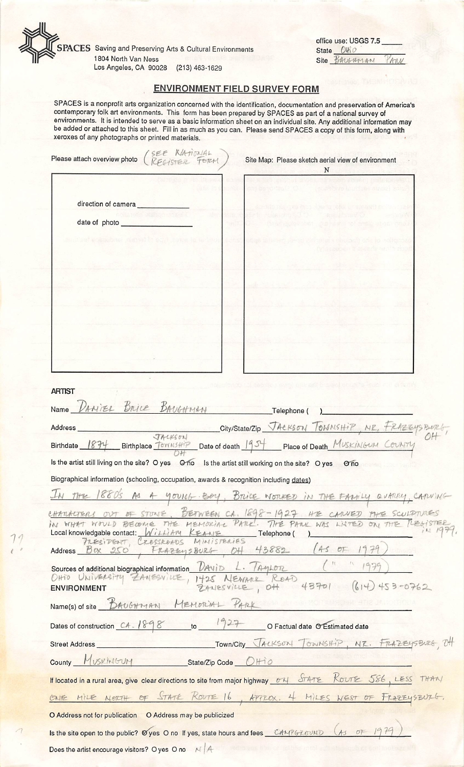**SPACES** Saving and Preserving Arts & Cultural Environments
1804 North Van Ness
Los Angeles, CA 90028 (213) 463-1629

office use: USGS 7.5 ____
State OHIO
Site BAUGHMAN PARK

## ENVIRONMENT FIELD SURVEY FORM

SPACES is a nonprofit arts organization concerned with the identification, documentation and preservation of America's contemporary folk art environments. This form has been prepared by SPACES as part of a national survey of environments. It is intended to serve as a basic information sheet on an individual site. Any additional information may be added or attached to this sheet. Fill in as much as you can. Please send SPACES a copy of this form, along with xeroxes of any photographs or printed materials.

Please attach overview photo (SEE NATIONAL REGISTER FORM)

Site Map: Please sketch aerial view of environment
N

direction of camera ____

date of photo ____

### ARTIST

Name DANIEL BRICE BAUGHMAN Telephone ( )

Address ____ City/State/Zip JACKSON TOWNSHIP, NR. FRAZEYSBURG, OH

Birthdate 1874 Birthplace JACKSON TOWNSHIP OH Date of death 1954 Place of Death MUSKINGUM COUNTY

Is the artist still living on the site? O yes ⊘ no Is the artist still working on the site? O yes ⊘ no

Biographical information (schooling, occupation, awards & recognition including dates)

IN THE 1880'S AS A YOUNG BOY, BRICE WORKED IN THE FAMILY QUARRY, CARVING CHARACTERS OUT OF STONE. BETWEEN CA. 1898 - 1927 HE CARVED THE SCULPTURES IN WHAT WOULD BECOME THE MEMORIAL PARK. THE PARK WAS LISTED ON THE REGISTER IN 1979.

Local knowledgable contact: WILLIAM KEANE Telephone ( )
PRESIDENT, CROSSROADS MINISTERIES

Address BOX 250, FRAZEYSBURG, OH 43882 (AS OF 1979)

Sources of additional biographical information DAVID L. TAYLOR (" " 1979)
OHIO UNIVERSITY ZANESVILLE, 1425 NEWARK ROAD ZANESVILLE, OH 43701 (614) 453-0762

### ENVIRONMENT

Name(s) of site BAUGHMAN MEMORIAL PARK

Dates of construction CA. 1898 to 1927 O Factual date ⊘ Estimated date

Street Address ____ Town/City JACKSON TOWNSHIP, NR. FRAZEYSBURG, OH

County MUSKINGUM State/Zip Code OHIO

If located in a rural area, give clear directions to site from major highway ON STATE ROUTE 586, LESS THAN ONE MILE NORTH OF STATE ROUTE 16, APPROX. 4 MILES WEST OF FRAZEYSBURG.

O Address not for publication O Address may be publicized

Is the site open to the public? ⊘ yes O no If yes, state hours and fees CAMPGROUND (AS OF 1979)

Does the artist encourage visitors? O yes O no N/A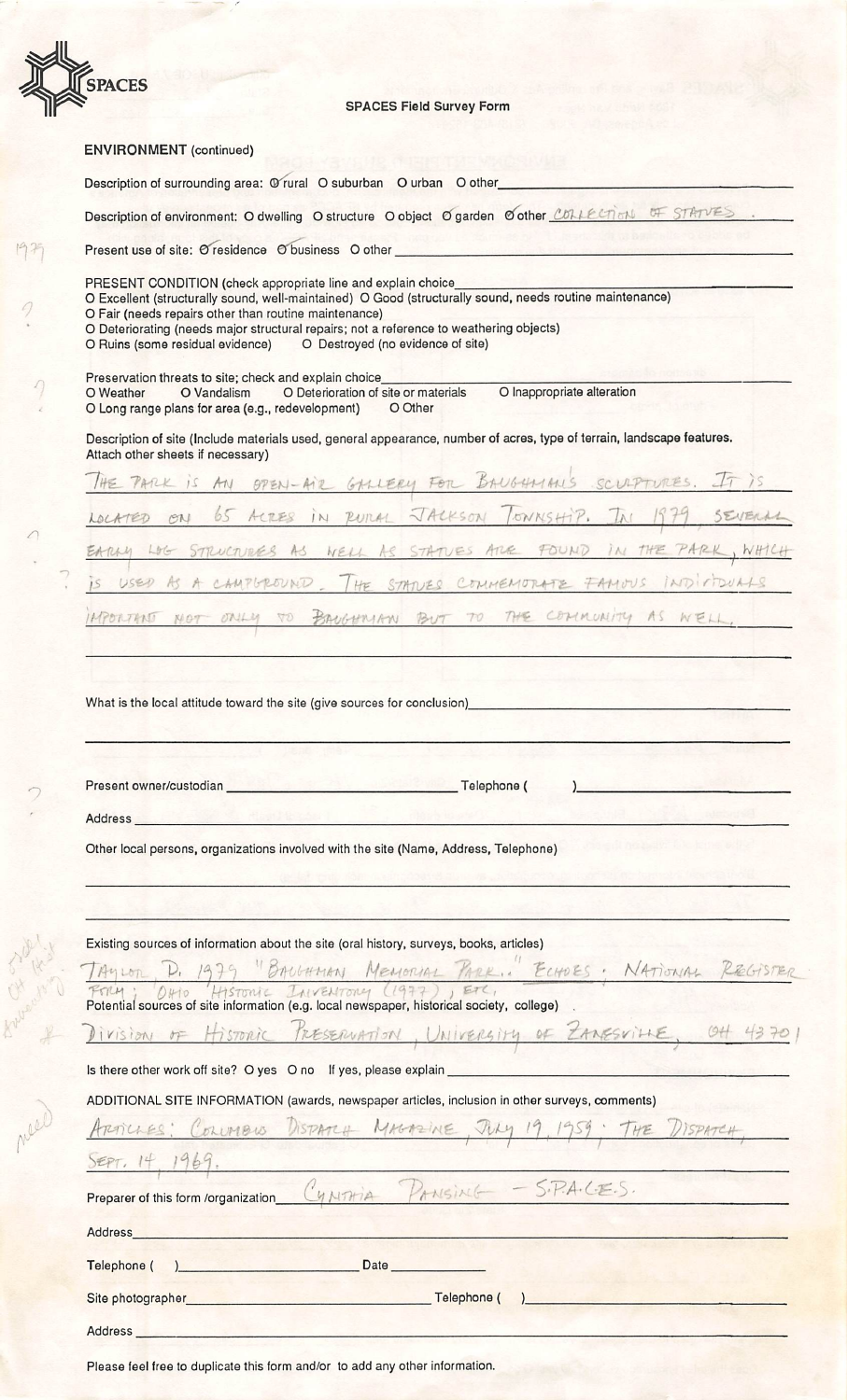SPACES

**SPACES Field Survey Form**

**ENVIRONMENT** (continued)

Description of surrounding area: ☒ rural ○ suburban ○ urban ○ other

Description of environment: ○ dwelling ○ structure ○ object ☒ garden ☒ other COLLECTION OF STATUES

Present use of site: ☒ residence ☒ business ○ other

PRESENT CONDITION (check appropriate line and explain choice
○ Excellent (structurally sound, well-maintained) ○ Good (structurally sound, needs routine maintenance)
○ Fair (needs repairs other than routine maintenance)
○ Deteriorating (needs major structural repairs; not a reference to weathering objects)
○ Ruins (some residual evidence) ○ Destroyed (no evidence of site)

Preservation threats to site; check and explain choice
○ Weather ○ Vandalism ○ Deterioration of site or materials ○ Inappropriate alteration
○ Long range plans for area (e.g., redevelopment) ○ Other

Description of site (Include materials used, general appearance, number of acres, type of terrain, landscape features. Attach other sheets if necessary)

THE PARK IS AN OPEN-AIR GALLERY FOR BAUGHMAN'S SCULPTURES. IT IS LOCATED ON 65 ACRES IN RURAL JACKSON TOWNSHIP. IN 1979, SEVERAL EARLY LOG STRUCTURES AS WELL AS STATUES ARE FOUND IN THE PARK, WHICH IS USED AS A CAMPGROUND. THE STATUES COMMEMORATE FAMOUS INDIVIDUALS IMPORTANT NOT ONLY TO BAUGHMAN BUT TO THE COMMUNITY AS WELL.

What is the local attitude toward the site (give sources for conclusion)

Present owner/custodian Telephone ( )

Address

Other local persons, organizations involved with the site (Name, Address, Telephone)

Existing sources of information about the site (oral history, surveys, books, articles)

TAYLOR, D. 1979 "BAUGHMAN MEMORIAL PARK." ECHOES; NATIONAL REGISTER FORM; OHIO HISTORIC INVENTORY (1977), ETC.

Potential sources of site information (e.g. local newspaper, historical society, college)

DIVISION OF HISTORIC PRESERVATION, UNIVERSITY OF ZANESVILLE, OH 43701

Is there other work off site? ○ yes ○ no If yes, please explain

ADDITIONAL SITE INFORMATION (awards, newspaper articles, inclusion in other surveys, comments)

ARTICLES: COLUMBUS DISPATCH MAGAZINE, JULY 19, 1959; THE DISPATCH, SEPT. 14, 1969.

Preparer of this form /organization CYNTHIA PANSING - S.P.A.C.E.S.

Address

Telephone ( ) Date

Site photographer Telephone ( )

Address

Please feel free to duplicate this form and/or to add any other information.